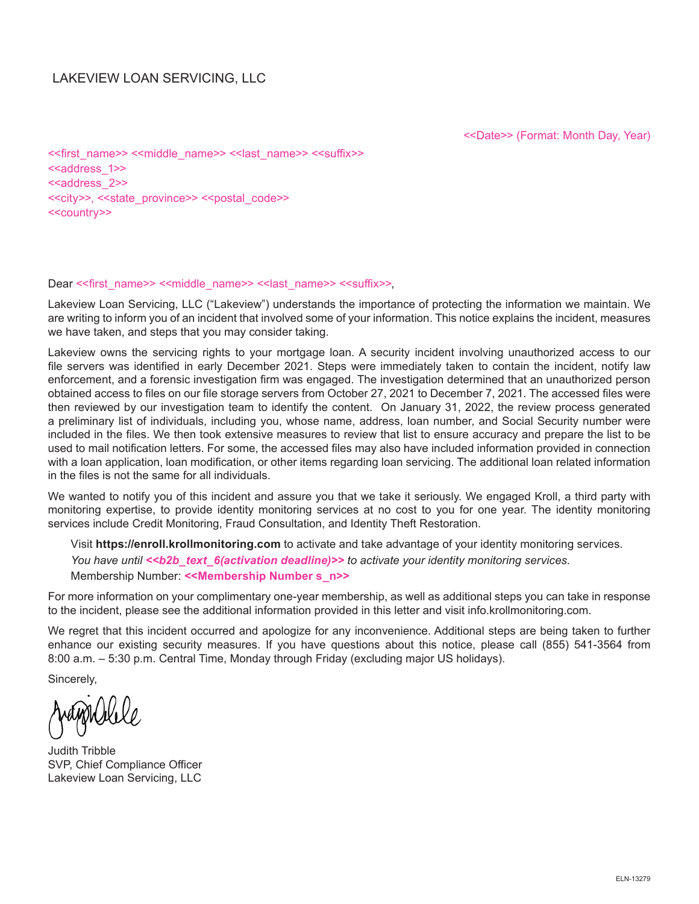LAKEVIEW LOAN SERVICING, LLC

<<Date>> (Format: Month Day, Year)

<<first_name>> <<middle_name>> <<last_name>> <<suffix>>
<<address_1>>
<<address_2>>
<<city>>, <<state_province>> <<postal_code>>
<<country>>

Dear <<first_name>> <<middle_name>> <<last_name>> <<suffix>>,

Lakeview Loan Servicing, LLC ("Lakeview") understands the importance of protecting the information we maintain. We are writing to inform you of an incident that involved some of your information. This notice explains the incident, measures we have taken, and steps that you may consider taking.

Lakeview owns the servicing rights to your mortgage loan. A security incident involving unauthorized access to our file servers was identified in early December 2021. Steps were immediately taken to contain the incident, notify law enforcement, and a forensic investigation firm was engaged. The investigation determined that an unauthorized person obtained access to files on our file storage servers from October 27, 2021 to December 7, 2021. The accessed files were then reviewed by our investigation team to identify the content. On January 31, 2022, the review process generated a preliminary list of individuals, including you, whose name, address, loan number, and Social Security number were included in the files. We then took extensive measures to review that list to ensure accuracy and prepare the list to be used to mail notification letters. For some, the accessed files may also have included information provided in connection with a loan application, loan modification, or other items regarding loan servicing. The additional loan related information in the files is not the same for all individuals.

We wanted to notify you of this incident and assure you that we take it seriously. We engaged Kroll, a third party with monitoring expertise, to provide identity monitoring services at no cost to you for one year. The identity monitoring services include Credit Monitoring, Fraud Consultation, and Identity Theft Restoration.

> Visit **https://enroll.krollmonitoring.com** to activate and take advantage of your identity monitoring services.
> *You have until **<<b2b_text_6(activation deadline)>>** to activate your identity monitoring services.*
> Membership Number: **<<Membership Number s_n>>**

For more information on your complimentary one-year membership, as well as additional steps you can take in response to the incident, please see the additional information provided in this letter and visit info.krollmonitoring.com.

We regret that this incident occurred and apologize for any inconvenience. Additional steps are being taken to further enhance our existing security measures. If you have questions about this notice, please call (855) 541-3564 from 8:00 a.m. – 5:30 p.m. Central Time, Monday through Friday (excluding major US holidays).

Sincerely,

Judith Tribble
SVP, Chief Compliance Officer
Lakeview Loan Servicing, LLC

ELN-13279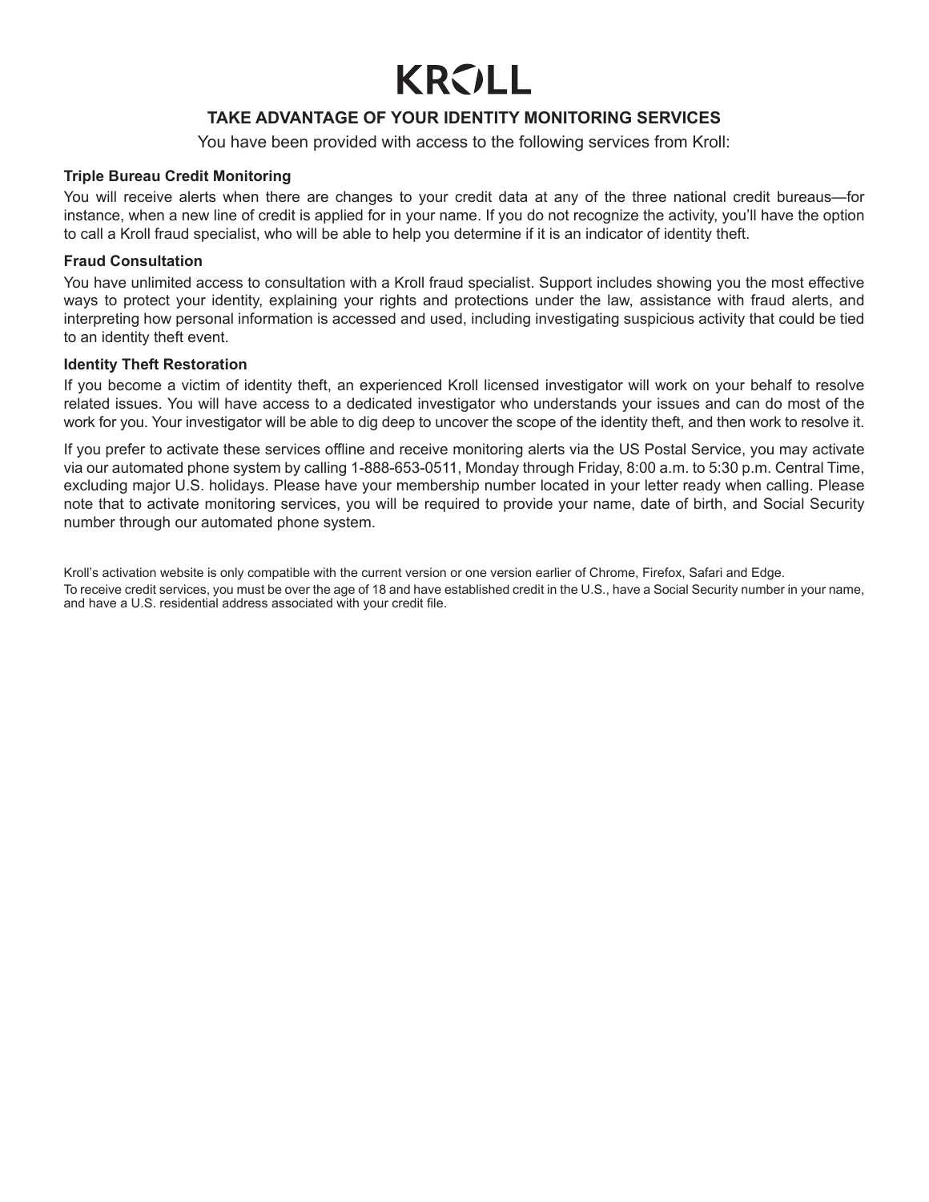# KROLL

## TAKE ADVANTAGE OF YOUR IDENTITY MONITORING SERVICES

You have been provided with access to the following services from Kroll:

**Triple Bureau Credit Monitoring**

You will receive alerts when there are changes to your credit data at any of the three national credit bureaus—for instance, when a new line of credit is applied for in your name. If you do not recognize the activity, you'll have the option to call a Kroll fraud specialist, who will be able to help you determine if it is an indicator of identity theft.

**Fraud Consultation**

You have unlimited access to consultation with a Kroll fraud specialist. Support includes showing you the most effective ways to protect your identity, explaining your rights and protections under the law, assistance with fraud alerts, and interpreting how personal information is accessed and used, including investigating suspicious activity that could be tied to an identity theft event.

**Identity Theft Restoration**

If you become a victim of identity theft, an experienced Kroll licensed investigator will work on your behalf to resolve related issues. You will have access to a dedicated investigator who understands your issues and can do most of the work for you. Your investigator will be able to dig deep to uncover the scope of the identity theft, and then work to resolve it.

If you prefer to activate these services offline and receive monitoring alerts via the US Postal Service, you may activate via our automated phone system by calling 1-888-653-0511, Monday through Friday, 8:00 a.m. to 5:30 p.m. Central Time, excluding major U.S. holidays. Please have your membership number located in your letter ready when calling. Please note that to activate monitoring services, you will be required to provide your name, date of birth, and Social Security number through our automated phone system.

Kroll's activation website is only compatible with the current version or one version earlier of Chrome, Firefox, Safari and Edge.

To receive credit services, you must be over the age of 18 and have established credit in the U.S., have a Social Security number in your name, and have a U.S. residential address associated with your credit file.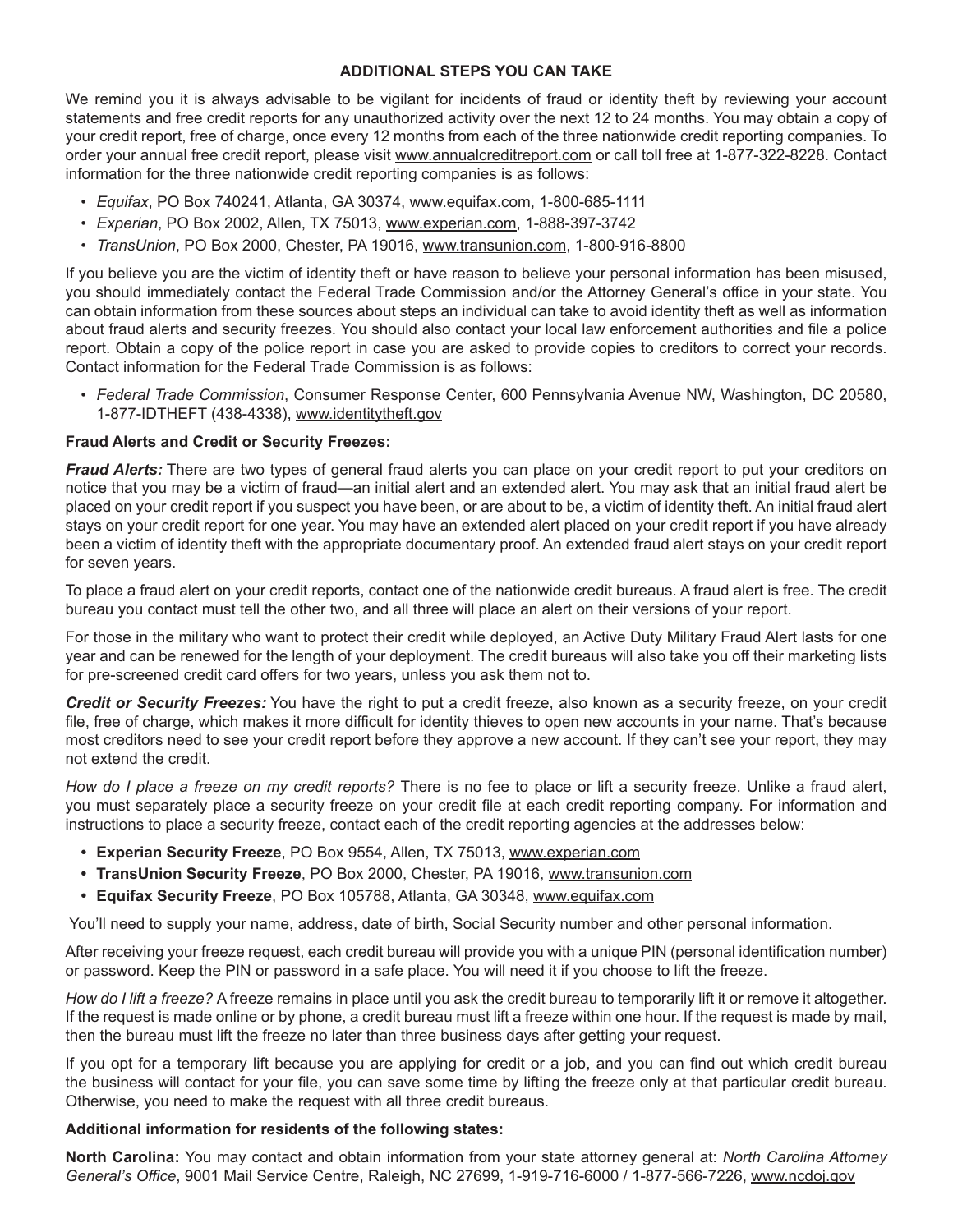## ADDITIONAL STEPS YOU CAN TAKE

We remind you it is always advisable to be vigilant for incidents of fraud or identity theft by reviewing your account statements and free credit reports for any unauthorized activity over the next 12 to 24 months. You may obtain a copy of your credit report, free of charge, once every 12 months from each of the three nationwide credit reporting companies. To order your annual free credit report, please visit www.annualcreditreport.com or call toll free at 1-877-322-8228. Contact information for the three nationwide credit reporting companies is as follows:

- *Equifax*, PO Box 740241, Atlanta, GA 30374, www.equifax.com, 1-800-685-1111
- *Experian*, PO Box 2002, Allen, TX 75013, www.experian.com, 1-888-397-3742
- *TransUnion*, PO Box 2000, Chester, PA 19016, www.transunion.com, 1-800-916-8800

If you believe you are the victim of identity theft or have reason to believe your personal information has been misused, you should immediately contact the Federal Trade Commission and/or the Attorney General's office in your state. You can obtain information from these sources about steps an individual can take to avoid identity theft as well as information about fraud alerts and security freezes. You should also contact your local law enforcement authorities and file a police report. Obtain a copy of the police report in case you are asked to provide copies to creditors to correct your records. Contact information for the Federal Trade Commission is as follows:

- *Federal Trade Commission*, Consumer Response Center, 600 Pennsylvania Avenue NW, Washington, DC 20580, 1-877-IDTHEFT (438-4338), www.identitytheft.gov

**Fraud Alerts and Credit or Security Freezes:**

***Fraud Alerts:*** There are two types of general fraud alerts you can place on your credit report to put your creditors on notice that you may be a victim of fraud—an initial alert and an extended alert. You may ask that an initial fraud alert be placed on your credit report if you suspect you have been, or are about to be, a victim of identity theft. An initial fraud alert stays on your credit report for one year. You may have an extended alert placed on your credit report if you have already been a victim of identity theft with the appropriate documentary proof. An extended fraud alert stays on your credit report for seven years.

To place a fraud alert on your credit reports, contact one of the nationwide credit bureaus. A fraud alert is free. The credit bureau you contact must tell the other two, and all three will place an alert on their versions of your report.

For those in the military who want to protect their credit while deployed, an Active Duty Military Fraud Alert lasts for one year and can be renewed for the length of your deployment. The credit bureaus will also take you off their marketing lists for pre-screened credit card offers for two years, unless you ask them not to.

***Credit or Security Freezes:*** You have the right to put a credit freeze, also known as a security freeze, on your credit file, free of charge, which makes it more difficult for identity thieves to open new accounts in your name. That's because most creditors need to see your credit report before they approve a new account. If they can't see your report, they may not extend the credit.

*How do I place a freeze on my credit reports?* There is no fee to place or lift a security freeze. Unlike a fraud alert, you must separately place a security freeze on your credit file at each credit reporting company. For information and instructions to place a security freeze, contact each of the credit reporting agencies at the addresses below:

- **Experian Security Freeze**, PO Box 9554, Allen, TX 75013, www.experian.com
- **TransUnion Security Freeze**, PO Box 2000, Chester, PA 19016, www.transunion.com
- **Equifax Security Freeze**, PO Box 105788, Atlanta, GA 30348, www.equifax.com

You'll need to supply your name, address, date of birth, Social Security number and other personal information.

After receiving your freeze request, each credit bureau will provide you with a unique PIN (personal identification number) or password. Keep the PIN or password in a safe place. You will need it if you choose to lift the freeze.

*How do I lift a freeze?* A freeze remains in place until you ask the credit bureau to temporarily lift it or remove it altogether. If the request is made online or by phone, a credit bureau must lift a freeze within one hour. If the request is made by mail, then the bureau must lift the freeze no later than three business days after getting your request.

If you opt for a temporary lift because you are applying for credit or a job, and you can find out which credit bureau the business will contact for your file, you can save some time by lifting the freeze only at that particular credit bureau. Otherwise, you need to make the request with all three credit bureaus.

**Additional information for residents of the following states:**

**North Carolina:** You may contact and obtain information from your state attorney general at: *North Carolina Attorney General's Office*, 9001 Mail Service Centre, Raleigh, NC 27699, 1-919-716-6000 / 1-877-566-7226, www.ncdoj.gov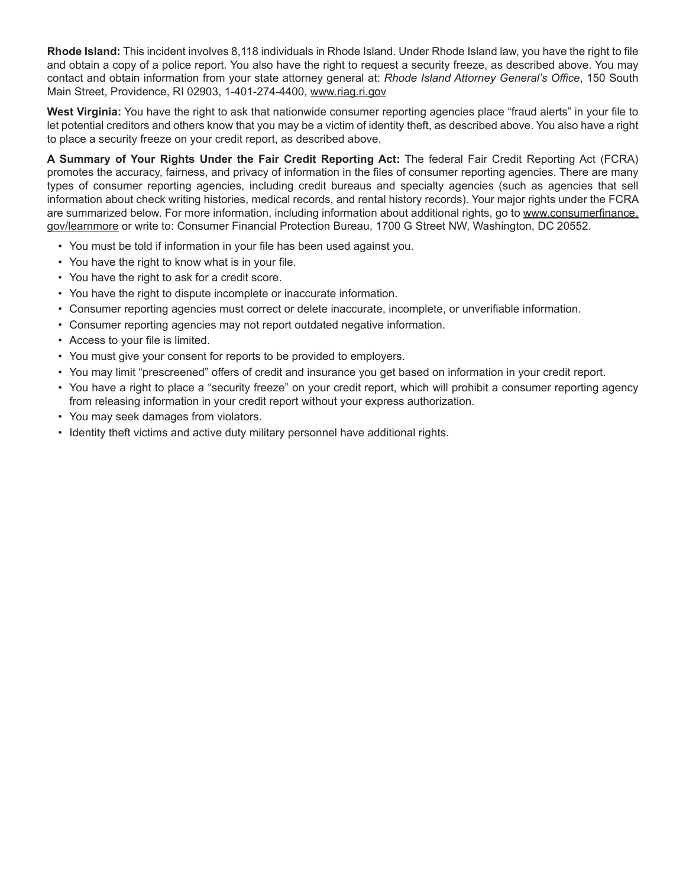**Rhode Island:** This incident involves 8,118 individuals in Rhode Island. Under Rhode Island law, you have the right to file and obtain a copy of a police report. You also have the right to request a security freeze, as described above. You may contact and obtain information from your state attorney general at: *Rhode Island Attorney General's Office*, 150 South Main Street, Providence, RI 02903, 1-401-274-4400, www.riag.ri.gov

**West Virginia:** You have the right to ask that nationwide consumer reporting agencies place "fraud alerts" in your file to let potential creditors and others know that you may be a victim of identity theft, as described above. You also have a right to place a security freeze on your credit report, as described above.

**A Summary of Your Rights Under the Fair Credit Reporting Act:** The federal Fair Credit Reporting Act (FCRA) promotes the accuracy, fairness, and privacy of information in the files of consumer reporting agencies. There are many types of consumer reporting agencies, including credit bureaus and specialty agencies (such as agencies that sell information about check writing histories, medical records, and rental history records). Your major rights under the FCRA are summarized below. For more information, including information about additional rights, go to www.consumerfinance.gov/learnmore or write to: Consumer Financial Protection Bureau, 1700 G Street NW, Washington, DC 20552.

- You must be told if information in your file has been used against you.
- You have the right to know what is in your file.
- You have the right to ask for a credit score.
- You have the right to dispute incomplete or inaccurate information.
- Consumer reporting agencies must correct or delete inaccurate, incomplete, or unverifiable information.
- Consumer reporting agencies may not report outdated negative information.
- Access to your file is limited.
- You must give your consent for reports to be provided to employers.
- You may limit "prescreened" offers of credit and insurance you get based on information in your credit report.
- You have a right to place a "security freeze" on your credit report, which will prohibit a consumer reporting agency from releasing information in your credit report without your express authorization.
- You may seek damages from violators.
- Identity theft victims and active duty military personnel have additional rights.